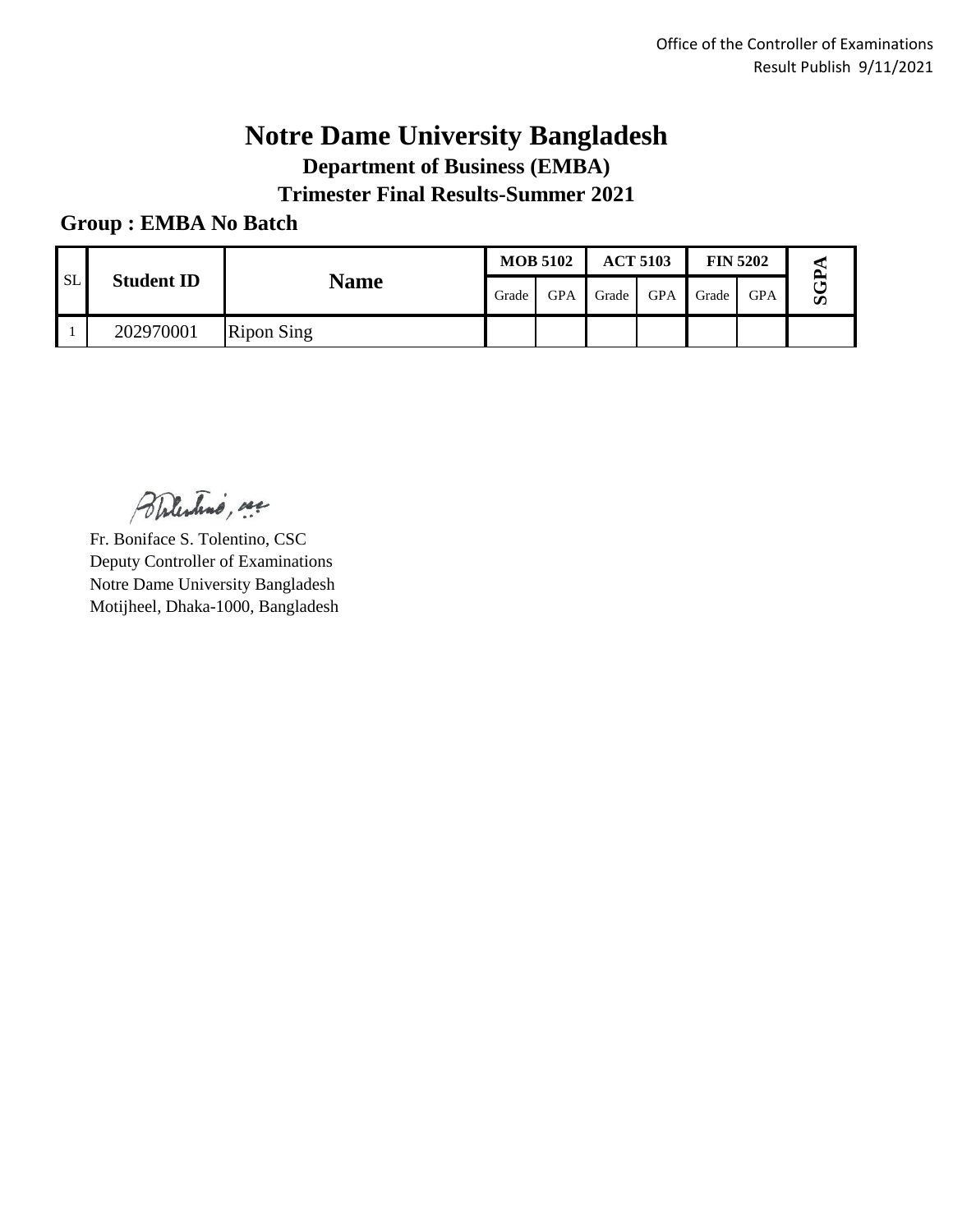Office of the Controller of Examinations
Result Publish 9/11/2021

# Notre Dame University Bangladesh

## Department of Business (EMBA)

## Trimester Final Results-Summer 2021

**Group : EMBA No Batch**

| SL | Student ID | Name | MOB 5102 | | ACT 5103 | | FIN 5202 | | SGPA |
|---|---|---|---|---|---|---|---|---|---|
| | | | Grade | GPA | Grade | GPA | Grade | GPA | |
| 1 | 202970001 | Ripon Sing | | | | | | | |

Fr. Boniface S. Tolentino, CSC
Deputy Controller of Examinations
Notre Dame University Bangladesh
Motijheel, Dhaka-1000, Bangladesh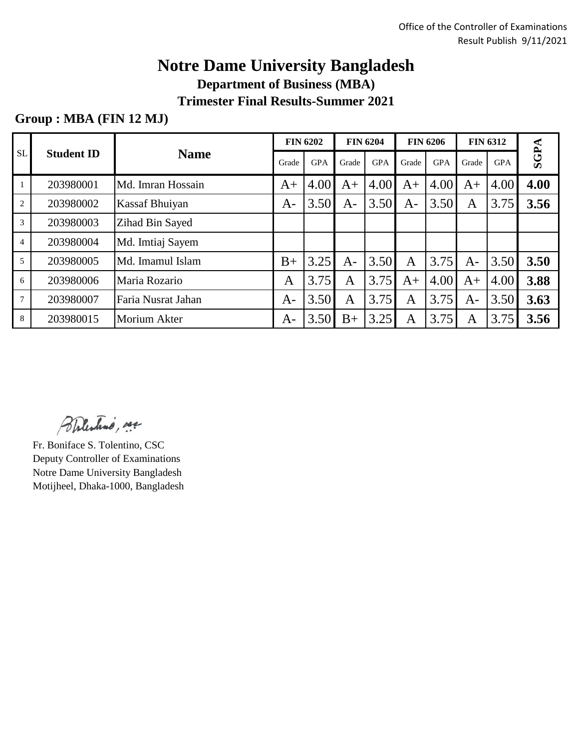Office of the Controller of Examinations
Result Publish 9/11/2021

# Notre Dame University Bangladesh

## Department of Business (MBA)

## Trimester Final Results-Summer 2021

**Group : MBA (FIN 12 MJ)**

| SL | Student ID | Name | FIN 6202 | | FIN 6204 | | FIN 6206 | | FIN 6312 | | SGPA |
|---|---|---|---|---|---|---|---|---|---|---|---|
| | | | Grade | GPA | Grade | GPA | Grade | GPA | Grade | GPA | |
| 1 | 203980001 | Md. Imran Hossain | A+ | 4.00 | A+ | 4.00 | A+ | 4.00 | A+ | 4.00 | **4.00** |
| 2 | 203980002 | Kassaf Bhuiyan | A- | 3.50 | A- | 3.50 | A- | 3.50 | A | 3.75 | **3.56** |
| 3 | 203980003 | Zihad Bin Sayed | | | | | | | | | |
| 4 | 203980004 | Md. Imtiaj Sayem | | | | | | | | | |
| 5 | 203980005 | Md. Imamul Islam | B+ | 3.25 | A- | 3.50 | A | 3.75 | A- | 3.50 | **3.50** |
| 6 | 203980006 | Maria Rozario | A | 3.75 | A | 3.75 | A+ | 4.00 | A+ | 4.00 | **3.88** |
| 7 | 203980007 | Faria Nusrat Jahan | A- | 3.50 | A | 3.75 | A | 3.75 | A- | 3.50 | **3.63** |
| 8 | 203980015 | Morium Akter | A- | 3.50 | B+ | 3.25 | A | 3.75 | A | 3.75 | **3.56** |

Fr. Boniface S. Tolentino, CSC
Deputy Controller of Examinations
Notre Dame University Bangladesh
Motijheel, Dhaka-1000, Bangladesh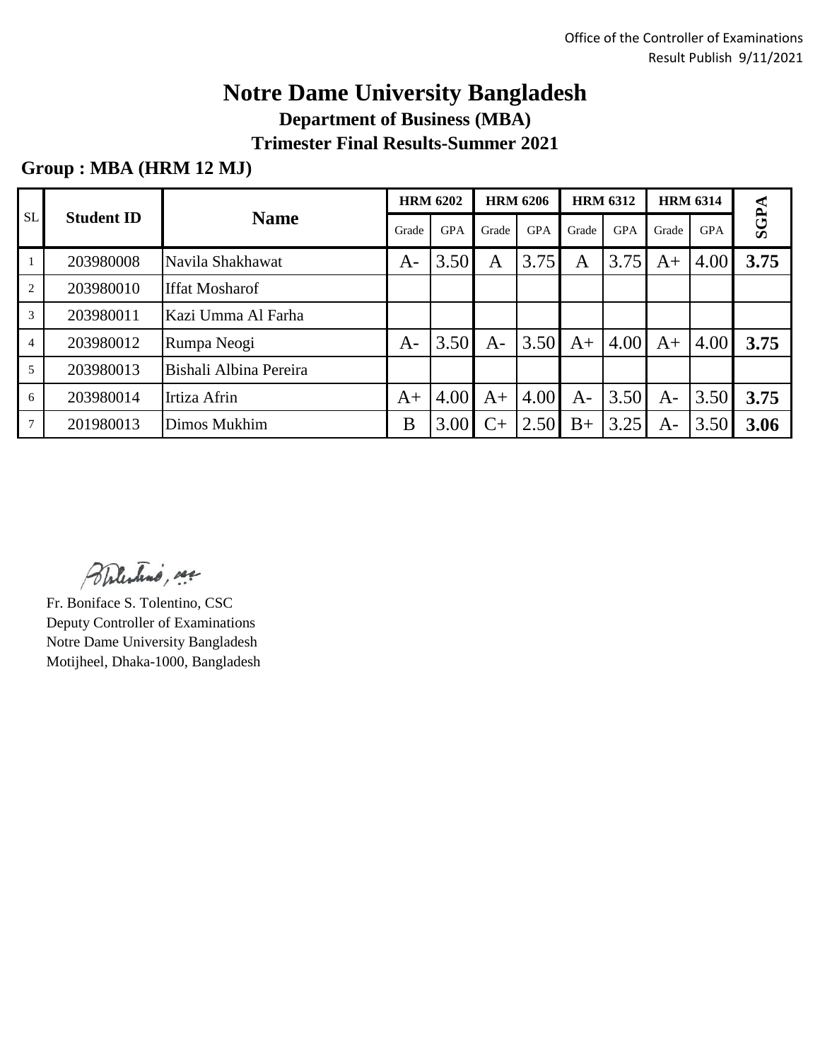Office of the Controller of Examinations
Result Publish 9/11/2021

# Notre Dame University Bangladesh

## Department of Business (MBA)

## Trimester Final Results-Summer 2021

**Group : MBA (HRM 12 MJ)**

| SL | Student ID | Name | HRM 6202 | | HRM 6206 | | HRM 6312 | | HRM 6314 | | SGPA |
|---|---|---|---|---|---|---|---|---|---|---|---|
| | | | Grade | GPA | Grade | GPA | Grade | GPA | Grade | GPA | |
| 1 | 203980008 | Navila Shakhawat | A- | 3.50 | A | 3.75 | A | 3.75 | A+ | 4.00 | **3.75** |
| 2 | 203980010 | Iffat Mosharof | | | | | | | | | |
| 3 | 203980011 | Kazi Umma Al Farha | | | | | | | | | |
| 4 | 203980012 | Rumpa Neogi | A- | 3.50 | A- | 3.50 | A+ | 4.00 | A+ | 4.00 | **3.75** |
| 5 | 203980013 | Bishali Albina Pereira | | | | | | | | | |
| 6 | 203980014 | Irtiza Afrin | A+ | 4.00 | A+ | 4.00 | A- | 3.50 | A- | 3.50 | **3.75** |
| 7 | 201980013 | Dimos Mukhim | B | 3.00 | C+ | 2.50 | B+ | 3.25 | A- | 3.50 | **3.06** |

Fr. Boniface S. Tolentino, CSC
Deputy Controller of Examinations
Notre Dame University Bangladesh
Motijheel, Dhaka-1000, Bangladesh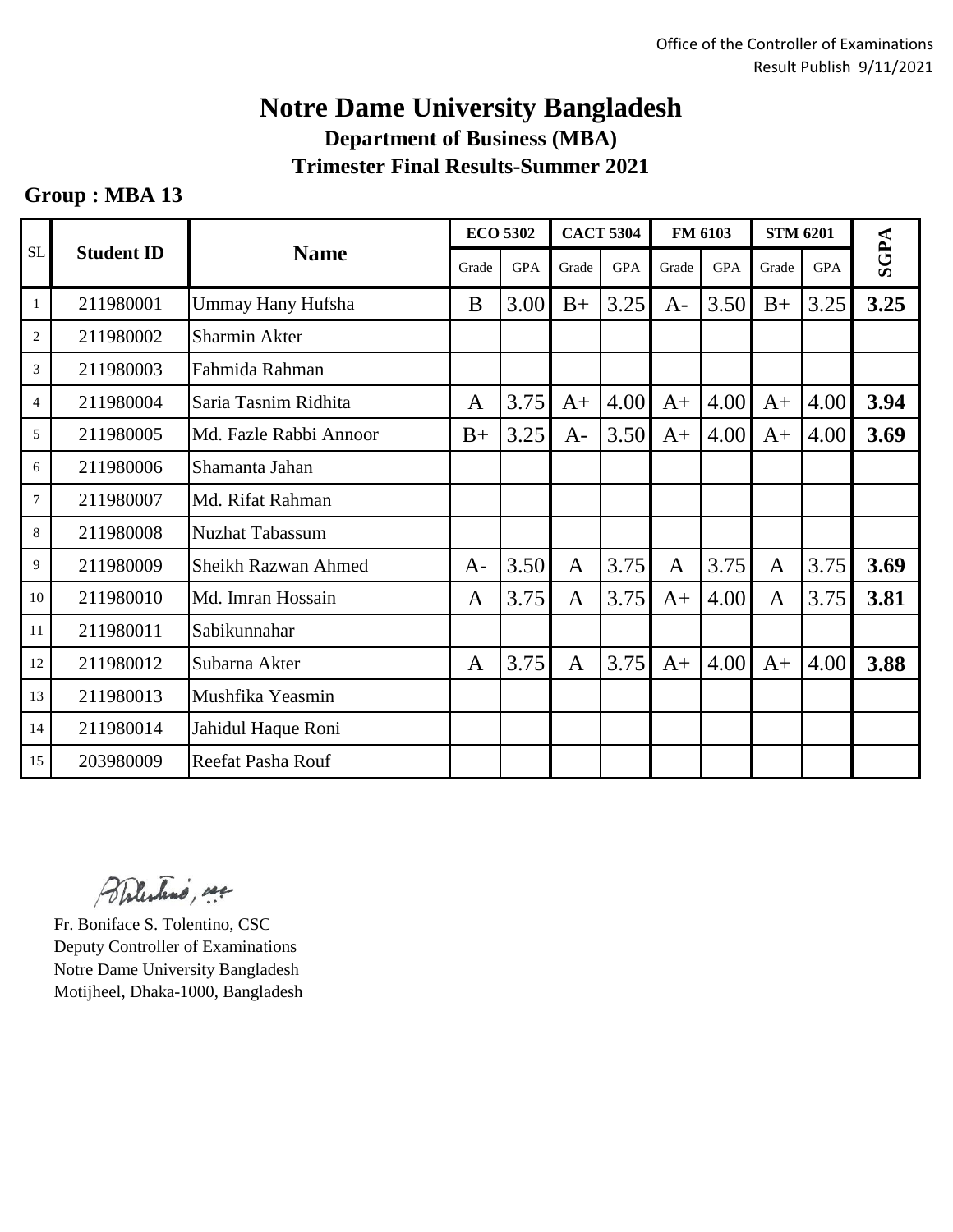Office of the Controller of Examinations
Result Publish 9/11/2021

# Notre Dame University Bangladesh

## Department of Business (MBA)

## Trimester Final Results-Summer 2021

**Group : MBA 13**

| SL | Student ID | Name | ECO 5302 | | CACT 5304 | | FM 6103 | | STM 6201 | | SGPA |
|---|---|---|---|---|---|---|---|---|---|---|---|
| | | | Grade | GPA | Grade | GPA | Grade | GPA | Grade | GPA | |
| 1 | 211980001 | Ummay Hany Hufsha | B | 3.00 | B+ | 3.25 | A- | 3.50 | B+ | 3.25 | **3.25** |
| 2 | 211980002 | Sharmin Akter | | | | | | | | | |
| 3 | 211980003 | Fahmida Rahman | | | | | | | | | |
| 4 | 211980004 | Saria Tasnim Ridhita | A | 3.75 | A+ | 4.00 | A+ | 4.00 | A+ | 4.00 | **3.94** |
| 5 | 211980005 | Md. Fazle Rabbi Annoor | B+ | 3.25 | A- | 3.50 | A+ | 4.00 | A+ | 4.00 | **3.69** |
| 6 | 211980006 | Shamanta Jahan | | | | | | | | | |
| 7 | 211980007 | Md. Rifat Rahman | | | | | | | | | |
| 8 | 211980008 | Nuzhat Tabassum | | | | | | | | | |
| 9 | 211980009 | Sheikh Razwan Ahmed | A- | 3.50 | A | 3.75 | A | 3.75 | A | 3.75 | **3.69** |
| 10 | 211980010 | Md. Imran Hossain | A | 3.75 | A | 3.75 | A+ | 4.00 | A | 3.75 | **3.81** |
| 11 | 211980011 | Sabikunnahar | | | | | | | | | |
| 12 | 211980012 | Subarna Akter | A | 3.75 | A | 3.75 | A+ | 4.00 | A+ | 4.00 | **3.88** |
| 13 | 211980013 | Mushfika Yeasmin | | | | | | | | | |
| 14 | 211980014 | Jahidul Haque Roni | | | | | | | | | |
| 15 | 203980009 | Reefat Pasha Rouf | | | | | | | | | |

Fr. Boniface S. Tolentino, CSC
Deputy Controller of Examinations
Notre Dame University Bangladesh
Motijheel, Dhaka-1000, Bangladesh